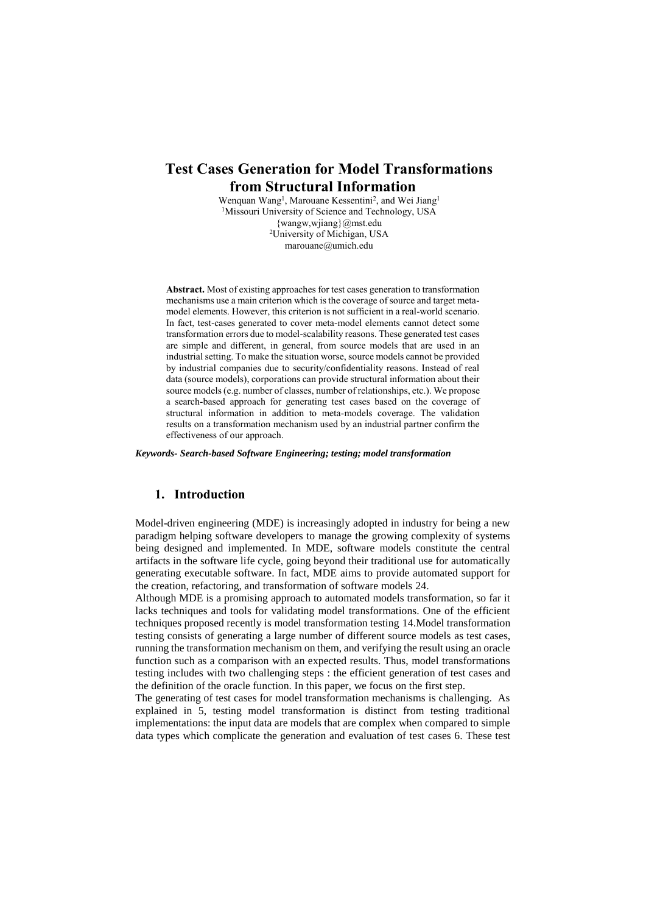# Test Cases Generation for Model Transformations from Structural Information

Wenquan Wang[1], Marouane Kessentini[2], and Wei Jiang[1]
[1]Missouri University of Science and Technology, USA
{wangw,wjiang}@mst.edu
[2]University of Michigan, USA
marouane@umich.edu

**Abstract.** Most of existing approaches for test cases generation to transformation mechanisms use a main criterion which is the coverage of source and target meta-model elements. However, this criterion is not sufficient in a real-world scenario. In fact, test-cases generated to cover meta-model elements cannot detect some transformation errors due to model-scalability reasons. These generated test cases are simple and different, in general, from source models that are used in an industrial setting. To make the situation worse, source models cannot be provided by industrial companies due to security/confidentiality reasons. Instead of real data (source models), corporations can provide structural information about their source models (e.g. number of classes, number of relationships, etc.). We propose a search-based approach for generating test cases based on the coverage of structural information in addition to meta-models coverage. The validation results on a transformation mechanism used by an industrial partner confirm the effectiveness of our approach.

***Keywords- Search-based Software Engineering; testing; model transformation***

## 1. Introduction

Model-driven engineering (MDE) is increasingly adopted in industry for being a new paradigm helping software developers to manage the growing complexity of systems being designed and implemented. In MDE, software models constitute the central artifacts in the software life cycle, going beyond their traditional use for automatically generating executable software. In fact, MDE aims to provide automated support for the creation, refactoring, and transformation of software models 24.

Although MDE is a promising approach to automated models transformation, so far it lacks techniques and tools for validating model transformations. One of the efficient techniques proposed recently is model transformation testing 14.Model transformation testing consists of generating a large number of different source models as test cases, running the transformation mechanism on them, and verifying the result using an oracle function such as a comparison with an expected results. Thus, model transformations testing includes with two challenging steps : the efficient generation of test cases and the definition of the oracle function. In this paper, we focus on the first step.

The generating of test cases for model transformation mechanisms is challenging. As explained in 5, testing model transformation is distinct from testing traditional implementations: the input data are models that are complex when compared to simple data types which complicate the generation and evaluation of test cases 6. These test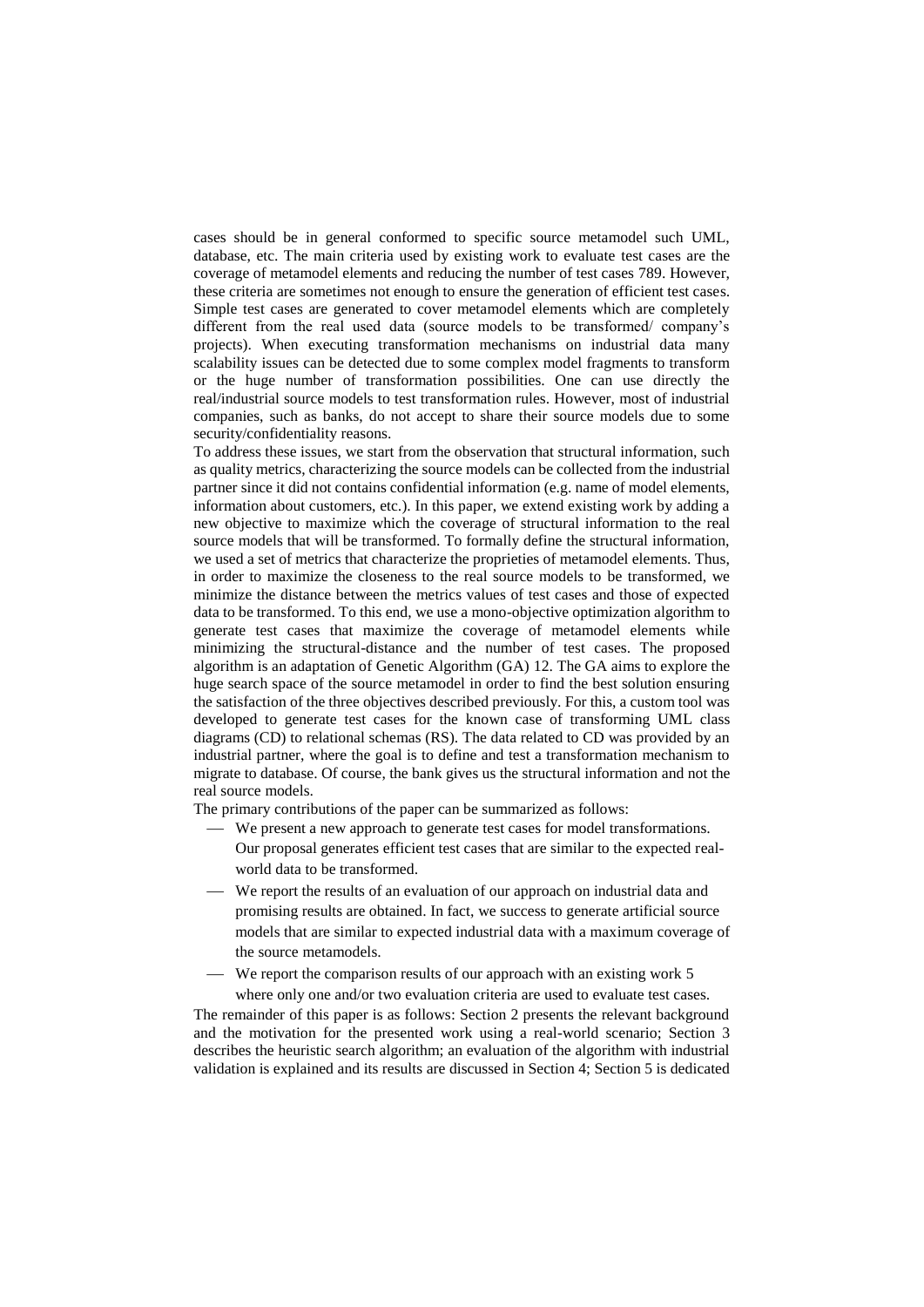cases should be in general conformed to specific source metamodel such UML, database, etc. The main criteria used by existing work to evaluate test cases are the coverage of metamodel elements and reducing the number of test cases 789. However, these criteria are sometimes not enough to ensure the generation of efficient test cases. Simple test cases are generated to cover metamodel elements which are completely different from the real used data (source models to be transformed/ company's projects). When executing transformation mechanisms on industrial data many scalability issues can be detected due to some complex model fragments to transform or the huge number of transformation possibilities. One can use directly the real/industrial source models to test transformation rules. However, most of industrial companies, such as banks, do not accept to share their source models due to some security/confidentiality reasons.

To address these issues, we start from the observation that structural information, such as quality metrics, characterizing the source models can be collected from the industrial partner since it did not contains confidential information (e.g. name of model elements, information about customers, etc.). In this paper, we extend existing work by adding a new objective to maximize which the coverage of structural information to the real source models that will be transformed. To formally define the structural information, we used a set of metrics that characterize the proprieties of metamodel elements. Thus, in order to maximize the closeness to the real source models to be transformed, we minimize the distance between the metrics values of test cases and those of expected data to be transformed. To this end, we use a mono-objective optimization algorithm to generate test cases that maximize the coverage of metamodel elements while minimizing the structural-distance and the number of test cases. The proposed algorithm is an adaptation of Genetic Algorithm (GA) 12. The GA aims to explore the huge search space of the source metamodel in order to find the best solution ensuring the satisfaction of the three objectives described previously. For this, a custom tool was developed to generate test cases for the known case of transforming UML class diagrams (CD) to relational schemas (RS). The data related to CD was provided by an industrial partner, where the goal is to define and test a transformation mechanism to migrate to database. Of course, the bank gives us the structural information and not the real source models.

The primary contributions of the paper can be summarized as follows:

- We present a new approach to generate test cases for model transformations. Our proposal generates efficient test cases that are similar to the expected real-world data to be transformed.
- We report the results of an evaluation of our approach on industrial data and promising results are obtained. In fact, we success to generate artificial source models that are similar to expected industrial data with a maximum coverage of the source metamodels.
- We report the comparison results of our approach with an existing work 5 where only one and/or two evaluation criteria are used to evaluate test cases.

The remainder of this paper is as follows: Section 2 presents the relevant background and the motivation for the presented work using a real-world scenario; Section 3 describes the heuristic search algorithm; an evaluation of the algorithm with industrial validation is explained and its results are discussed in Section 4; Section 5 is dedicated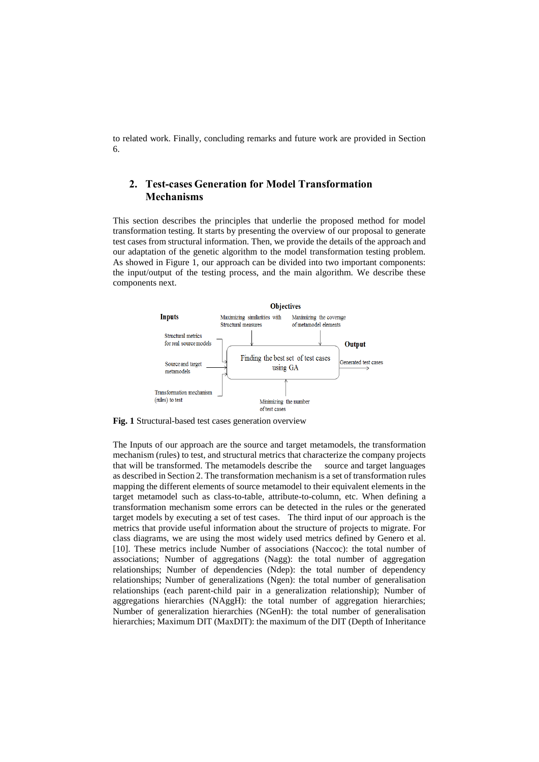to related work. Finally, concluding remarks and future work are provided in Section 6.

## 2. Test-cases Generation for Model Transformation Mechanisms

This section describes the principles that underlie the proposed method for model transformation testing. It starts by presenting the overview of our proposal to generate test cases from structural information. Then, we provide the details of the approach and our adaptation of the genetic algorithm to the model transformation testing problem. As showed in Figure 1, our approach can be divided into two important components: the input/output of the testing process, and the main algorithm. We describe these components next.

**Fig. 1** Structural-based test cases generation overview

The Inputs of our approach are the source and target metamodels, the transformation mechanism (rules) to test, and structural metrics that characterize the company projects that will be transformed. The metamodels describe the source and target languages as described in Section 2. The transformation mechanism is a set of transformation rules mapping the different elements of source metamodel to their equivalent elements in the target metamodel such as class-to-table, attribute-to-column, etc. When defining a transformation mechanism some errors can be detected in the rules or the generated target models by executing a set of test cases. The third input of our approach is the metrics that provide useful information about the structure of projects to migrate. For class diagrams, we are using the most widely used metrics defined by Genero et al. [10]. These metrics include Number of associations (Naccoc): the total number of associations; Number of aggregations (Nagg): the total number of aggregation relationships; Number of dependencies (Ndep): the total number of dependency relationships; Number of generalizations (Ngen): the total number of generalisation relationships (each parent-child pair in a generalization relationship); Number of aggregations hierarchies (NAggH): the total number of aggregation hierarchies; Number of generalization hierarchies (NGenH): the total number of generalisation hierarchies; Maximum DIT (MaxDIT): the maximum of the DIT (Depth of Inheritance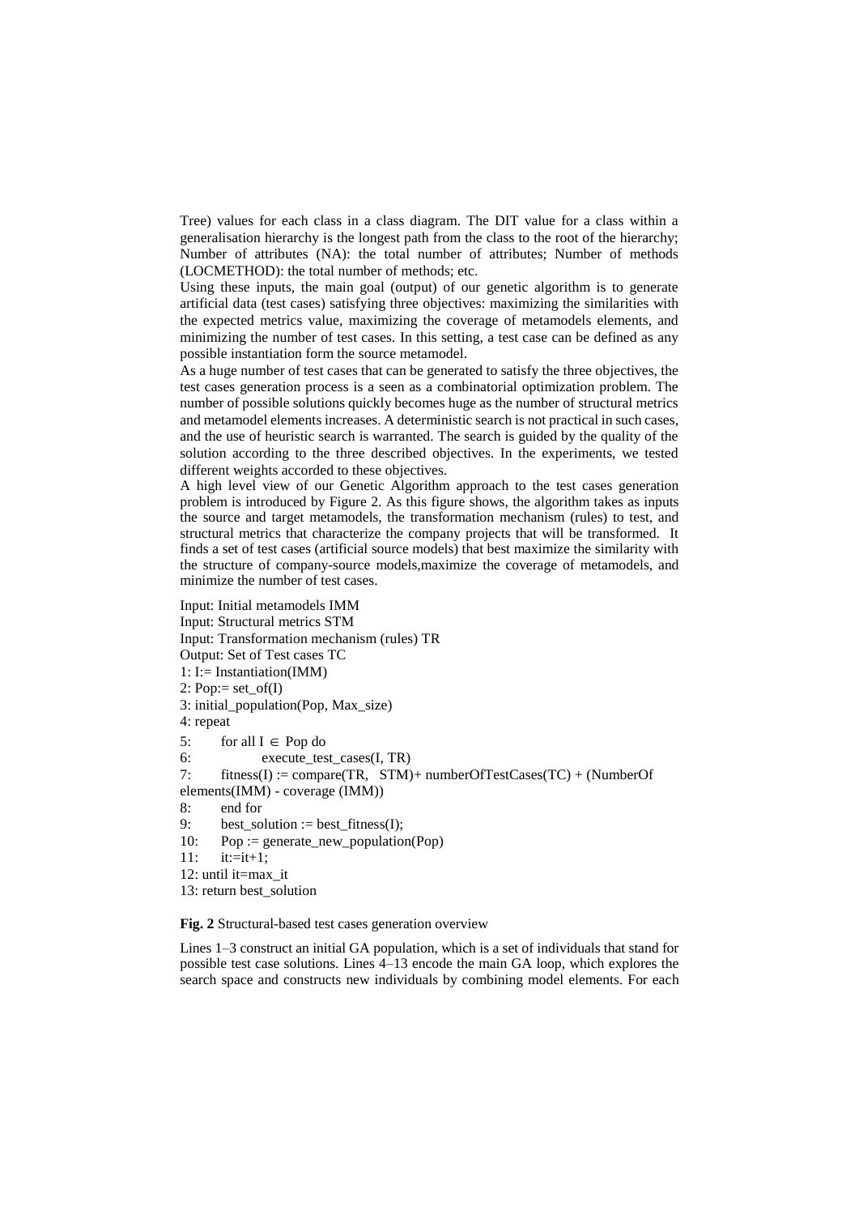Tree) values for each class in a class diagram. The DIT value for a class within a generalisation hierarchy is the longest path from the class to the root of the hierarchy; Number of attributes (NA): the total number of attributes; Number of methods (LOCMETHOD): the total number of methods; etc.

Using these inputs, the main goal (output) of our genetic algorithm is to generate artificial data (test cases) satisfying three objectives: maximizing the similarities with the expected metrics value, maximizing the coverage of metamodels elements, and minimizing the number of test cases. In this setting, a test case can be defined as any possible instantiation form the source metamodel.

As a huge number of test cases that can be generated to satisfy the three objectives, the test cases generation process is a seen as a combinatorial optimization problem. The number of possible solutions quickly becomes huge as the number of structural metrics and metamodel elements increases. A deterministic search is not practical in such cases, and the use of heuristic search is warranted. The search is guided by the quality of the solution according to the three described objectives. In the experiments, we tested different weights accorded to these objectives.

A high level view of our Genetic Algorithm approach to the test cases generation problem is introduced by Figure 2. As this figure shows, the algorithm takes as inputs the source and target metamodels, the transformation mechanism (rules) to test, and structural metrics that characterize the company projects that will be transformed. It finds a set of test cases (artificial source models) that best maximize the similarity with the structure of company-source models,maximize the coverage of metamodels, and minimize the number of test cases.

```
Input: Initial metamodels IMM
Input: Structural metrics STM
Input: Transformation mechanism (rules) TR
Output: Set of Test cases TC
1: I:= Instantiation(IMM)
2: Pop:= set_of(I)
3: initial_population(Pop, Max_size)
4: repeat
5:      for all I ∈ Pop do
6:              execute_test_cases(I, TR)
7:      fitness(I) := compare(TR,  STM)+ numberOfTestCases(TC) + (NumberOf
elements(IMM) - coverage (IMM))
8:      end for
9:      best_solution := best_fitness(I);
10:     Pop := generate_new_population(Pop)
11:     it:=it+1;
12: until it=max_it
13: return best_solution
```

**Fig. 2** Structural-based test cases generation overview

Lines 1–3 construct an initial GA population, which is a set of individuals that stand for possible test case solutions. Lines 4–13 encode the main GA loop, which explores the search space and constructs new individuals by combining model elements. For each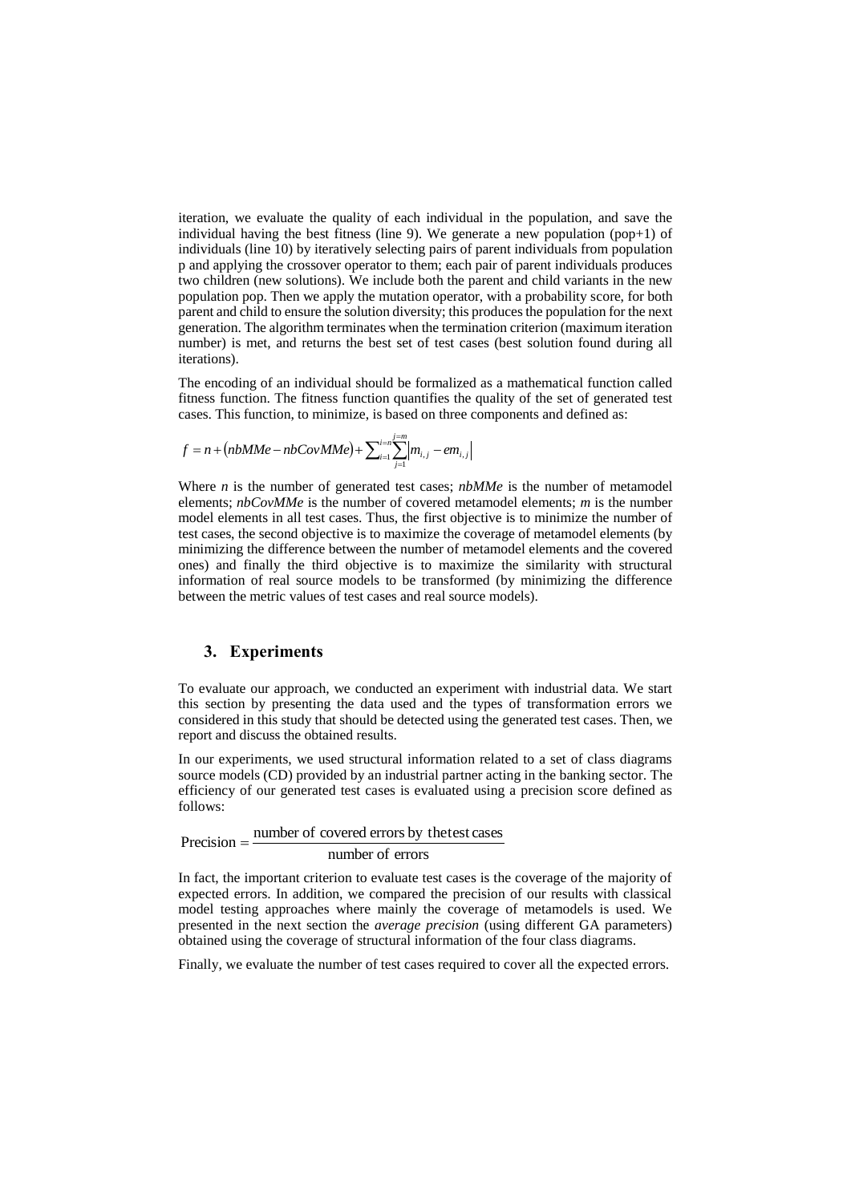iteration, we evaluate the quality of each individual in the population, and save the individual having the best fitness (line 9). We generate a new population (pop+1) of individuals (line 10) by iteratively selecting pairs of parent individuals from population p and applying the crossover operator to them; each pair of parent individuals produces two children (new solutions). We include both the parent and child variants in the new population pop. Then we apply the mutation operator, with a probability score, for both parent and child to ensure the solution diversity; this produces the population for the next generation. The algorithm terminates when the termination criterion (maximum iteration number) is met, and returns the best set of test cases (best solution found during all iterations).

The encoding of an individual should be formalized as a mathematical function called fitness function. The fitness function quantifies the quality of the set of generated test cases. This function, to minimize, is based on three components and defined as:

$$f = n + (nbMMe - nbCovMMe) + \sum_{i=1}^{i=n} \sum_{j=1}^{j=m} \left| m_{i,j} - em_{i,j} \right|$$

Where $n$ is the number of generated test cases; *nbMMe* is the number of metamodel elements; *nbCovMMe* is the number of covered metamodel elements; $m$ is the number model elements in all test cases. Thus, the first objective is to minimize the number of test cases, the second objective is to maximize the coverage of metamodel elements (by minimizing the difference between the number of metamodel elements and the covered ones) and finally the third objective is to maximize the similarity with structural information of real source models to be transformed (by minimizing the difference between the metric values of test cases and real source models).

## 3. Experiments

To evaluate our approach, we conducted an experiment with industrial data. We start this section by presenting the data used and the types of transformation errors we considered in this study that should be detected using the generated test cases. Then, we report and discuss the obtained results.

In our experiments, we used structural information related to a set of class diagrams source models (CD) provided by an industrial partner acting in the banking sector. The efficiency of our generated test cases is evaluated using a precision score defined as follows:

$$\text{Precision} = \frac{\text{number of covered errors by the test cases}}{\text{number of errors}}$$

In fact, the important criterion to evaluate test cases is the coverage of the majority of expected errors. In addition, we compared the precision of our results with classical model testing approaches where mainly the coverage of metamodels is used. We presented in the next section the *average precision* (using different GA parameters) obtained using the coverage of structural information of the four class diagrams.

Finally, we evaluate the number of test cases required to cover all the expected errors.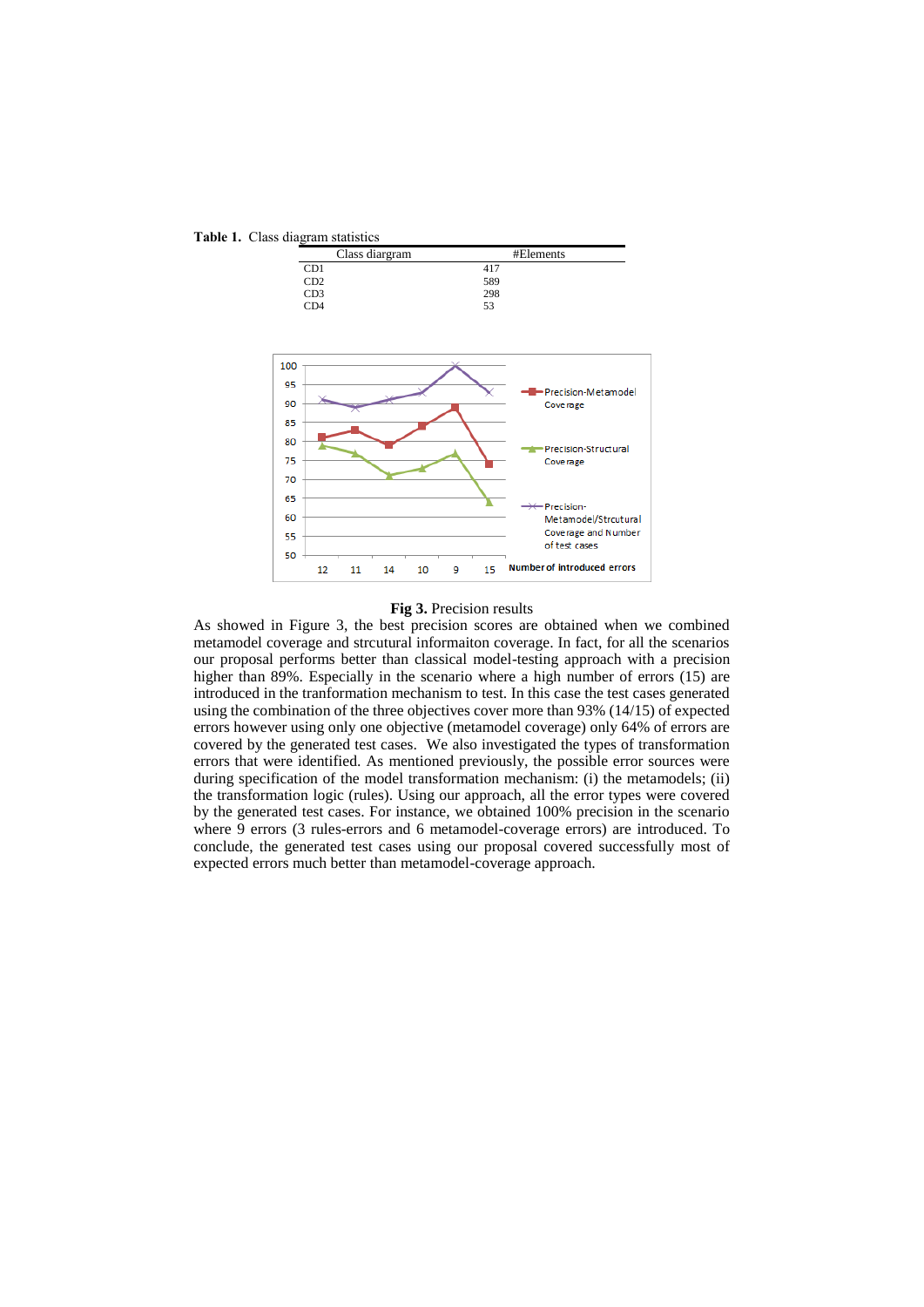**Table 1.** Class diagram statistics

| Class diargram | #Elements |
|---|---|
| CD1 | 417 |
| CD2 | 589 |
| CD3 | 298 |
| CD4 | 53 |

**Fig 3.** Precision results

As showed in Figure 3, the best precision scores are obtained when we combined metamodel coverage and strcutural informaiton coverage. In fact, for all the scenarios our proposal performs better than classical model-testing approach with a precision higher than 89%. Especially in the scenario where a high number of errors (15) are introduced in the tranformation mechanism to test. In this case the test cases generated using the combination of the three objectives cover more than 93% (14/15) of expected errors however using only one objective (metamodel coverage) only 64% of errors are covered by the generated test cases. We also investigated the types of transformation errors that were identified. As mentioned previously, the possible error sources were during specification of the model transformation mechanism: (i) the metamodels; (ii) the transformation logic (rules). Using our approach, all the error types were covered by the generated test cases. For instance, we obtained 100% precision in the scenario where 9 errors (3 rules-errors and 6 metamodel-coverage errors) are introduced. To conclude, the generated test cases using our proposal covered successfully most of expected errors much better than metamodel-coverage approach.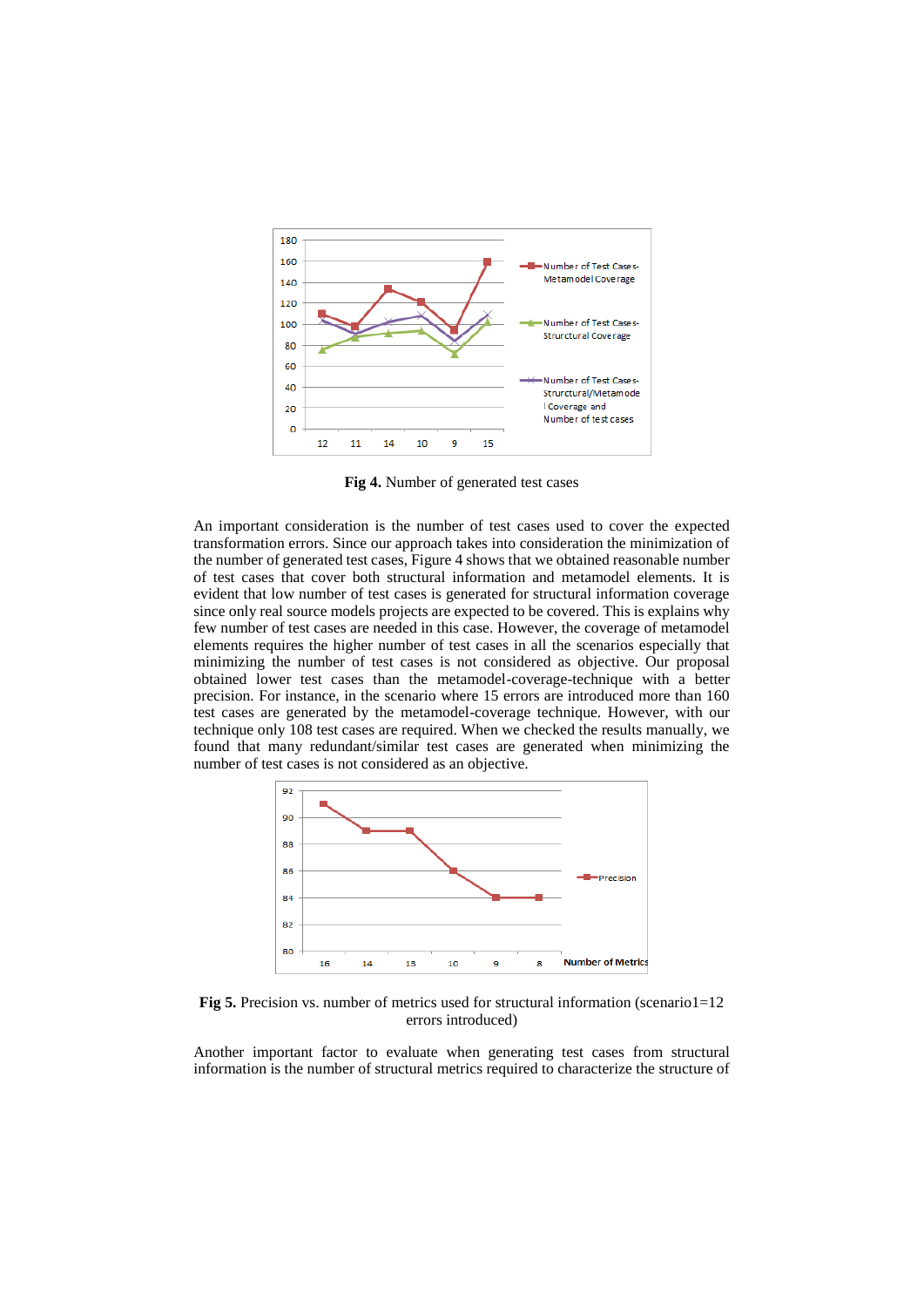**Fig 4.** Number of generated test cases

An important consideration is the number of test cases used to cover the expected transformation errors. Since our approach takes into consideration the minimization of the number of generated test cases, Figure 4 shows that we obtained reasonable number of test cases that cover both structural information and metamodel elements. It is evident that low number of test cases is generated for structural information coverage since only real source models projects are expected to be covered. This is explains why few number of test cases are needed in this case. However, the coverage of metamodel elements requires the higher number of test cases in all the scenarios especially that minimizing the number of test cases is not considered as objective. Our proposal obtained lower test cases than the metamodel-coverage-technique with a better precision. For instance, in the scenario where 15 errors are introduced more than 160 test cases are generated by the metamodel-coverage technique. However, with our technique only 108 test cases are required. When we checked the results manually, we found that many redundant/similar test cases are generated when minimizing the number of test cases is not considered as an objective.

**Fig 5.** Precision vs. number of metrics used for structural information (scenario1=12 errors introduced)

Another important factor to evaluate when generating test cases from structural information is the number of structural metrics required to characterize the structure of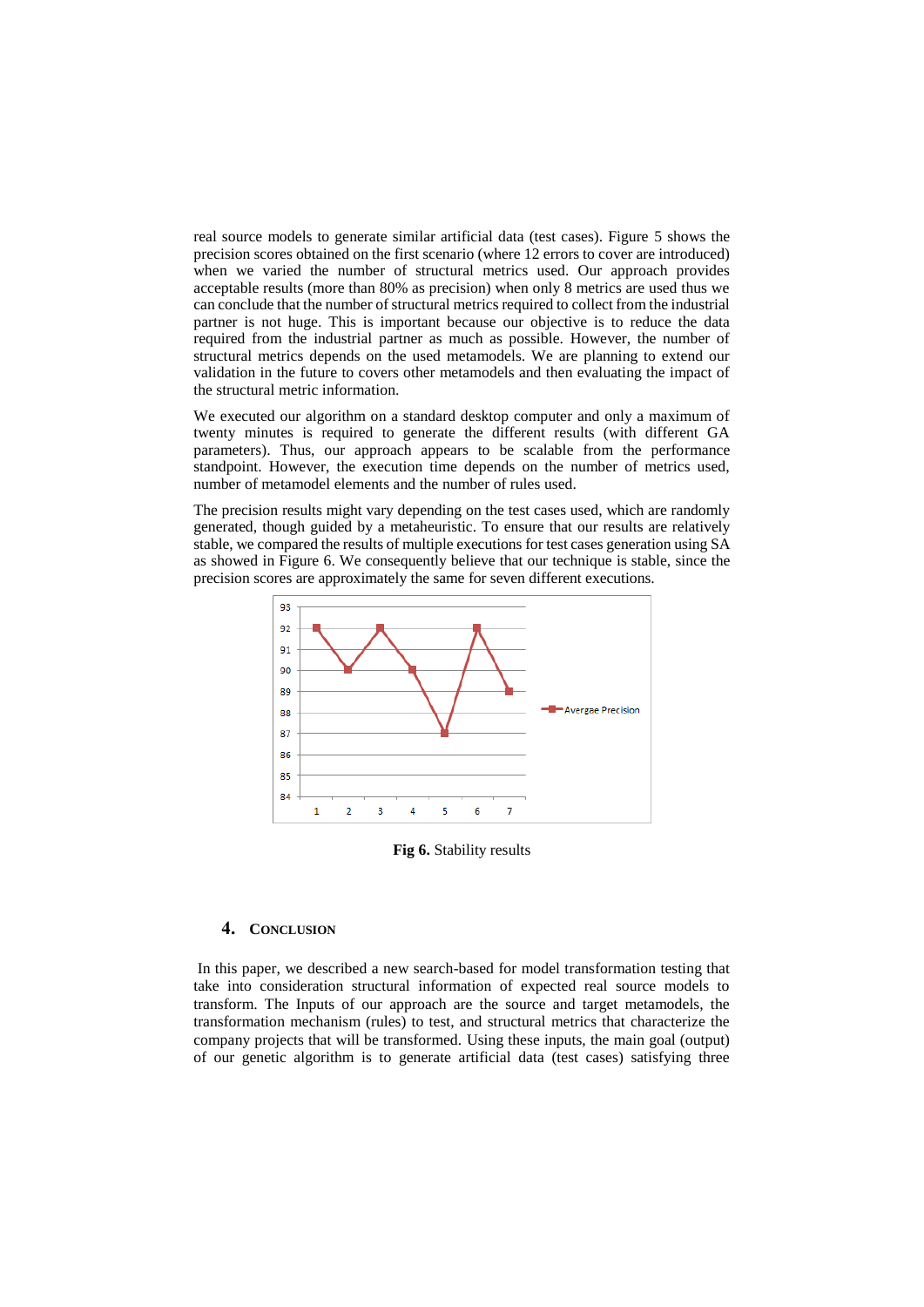real source models to generate similar artificial data (test cases). Figure 5 shows the precision scores obtained on the first scenario (where 12 errors to cover are introduced) when we varied the number of structural metrics used. Our approach provides acceptable results (more than 80% as precision) when only 8 metrics are used thus we can conclude that the number of structural metrics required to collect from the industrial partner is not huge. This is important because our objective is to reduce the data required from the industrial partner as much as possible. However, the number of structural metrics depends on the used metamodels. We are planning to extend our validation in the future to covers other metamodels and then evaluating the impact of the structural metric information.

We executed our algorithm on a standard desktop computer and only a maximum of twenty minutes is required to generate the different results (with different GA parameters). Thus, our approach appears to be scalable from the performance standpoint. However, the execution time depends on the number of metrics used, number of metamodel elements and the number of rules used.

The precision results might vary depending on the test cases used, which are randomly generated, though guided by a metaheuristic. To ensure that our results are relatively stable, we compared the results of multiple executions for test cases generation using SA as showed in Figure 6. We consequently believe that our technique is stable, since the precision scores are approximately the same for seven different executions.

**Fig 6.** Stability results

## 4. Conclusion

In this paper, we described a new search-based for model transformation testing that take into consideration structural information of expected real source models to transform. The Inputs of our approach are the source and target metamodels, the transformation mechanism (rules) to test, and structural metrics that characterize the company projects that will be transformed. Using these inputs, the main goal (output) of our genetic algorithm is to generate artificial data (test cases) satisfying three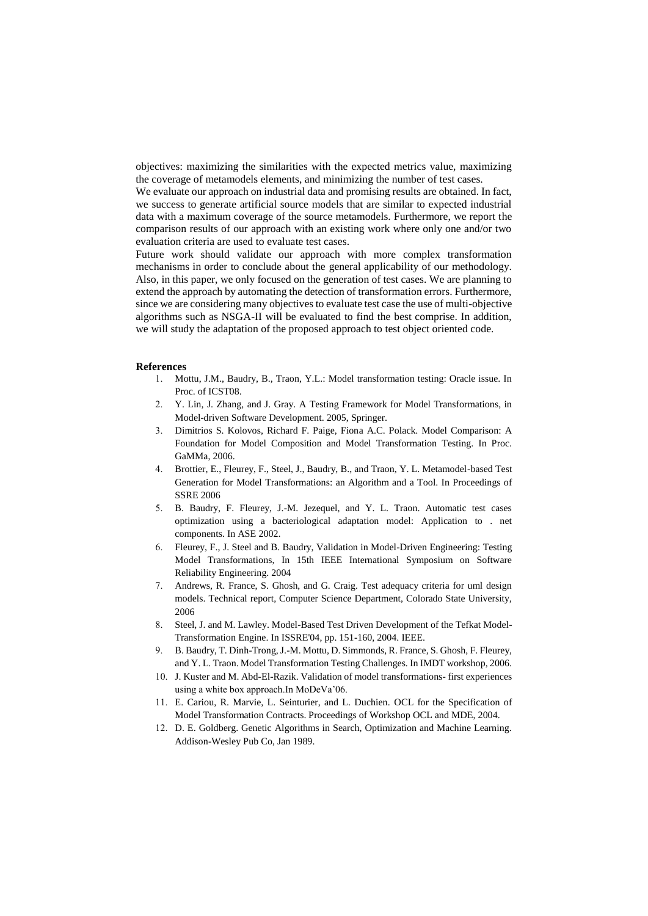objectives: maximizing the similarities with the expected metrics value, maximizing the coverage of metamodels elements, and minimizing the number of test cases.

We evaluate our approach on industrial data and promising results are obtained. In fact, we success to generate artificial source models that are similar to expected industrial data with a maximum coverage of the source metamodels. Furthermore, we report the comparison results of our approach with an existing work where only one and/or two evaluation criteria are used to evaluate test cases.

Future work should validate our approach with more complex transformation mechanisms in order to conclude about the general applicability of our methodology. Also, in this paper, we only focused on the generation of test cases. We are planning to extend the approach by automating the detection of transformation errors. Furthermore, since we are considering many objectives to evaluate test case the use of multi-objective algorithms such as NSGA-II will be evaluated to find the best comprise. In addition, we will study the adaptation of the proposed approach to test object oriented code.

**References**

1. Mottu, J.M., Baudry, B., Traon, Y.L.: Model transformation testing: Oracle issue. In Proc. of ICST08.
2. Y. Lin, J. Zhang, and J. Gray. A Testing Framework for Model Transformations, in Model-driven Software Development. 2005, Springer.
3. Dimitrios S. Kolovos, Richard F. Paige, Fiona A.C. Polack. Model Comparison: A Foundation for Model Composition and Model Transformation Testing. In Proc. GaMMa, 2006.
4. Brottier, E., Fleurey, F., Steel, J., Baudry, B., and Traon, Y. L. Metamodel-based Test Generation for Model Transformations: an Algorithm and a Tool. In Proceedings of SSRE 2006
5. B. Baudry, F. Fleurey, J.-M. Jezequel, and Y. L. Traon. Automatic test cases optimization using a bacteriological adaptation model: Application to . net components. In ASE 2002.
6. Fleurey, F., J. Steel and B. Baudry, Validation in Model-Driven Engineering: Testing Model Transformations, In 15th IEEE International Symposium on Software Reliability Engineering. 2004
7. Andrews, R. France, S. Ghosh, and G. Craig. Test adequacy criteria for uml design models. Technical report, Computer Science Department, Colorado State University, 2006
8. Steel, J. and M. Lawley. Model-Based Test Driven Development of the Tefkat Model-Transformation Engine. In ISSRE'04, pp. 151-160, 2004. IEEE.
9. B. Baudry, T. Dinh-Trong, J.-M. Mottu, D. Simmonds, R. France, S. Ghosh, F. Fleurey, and Y. L. Traon. Model Transformation Testing Challenges. In IMDT workshop, 2006.
10. J. Kuster and M. Abd-El-Razik. Validation of model transformations- first experiences using a white box approach.In MoDeVa'06.
11. E. Cariou, R. Marvie, L. Seinturier, and L. Duchien. OCL for the Specification of Model Transformation Contracts. Proceedings of Workshop OCL and MDE, 2004.
12. D. E. Goldberg. Genetic Algorithms in Search, Optimization and Machine Learning. Addison-Wesley Pub Co, Jan 1989.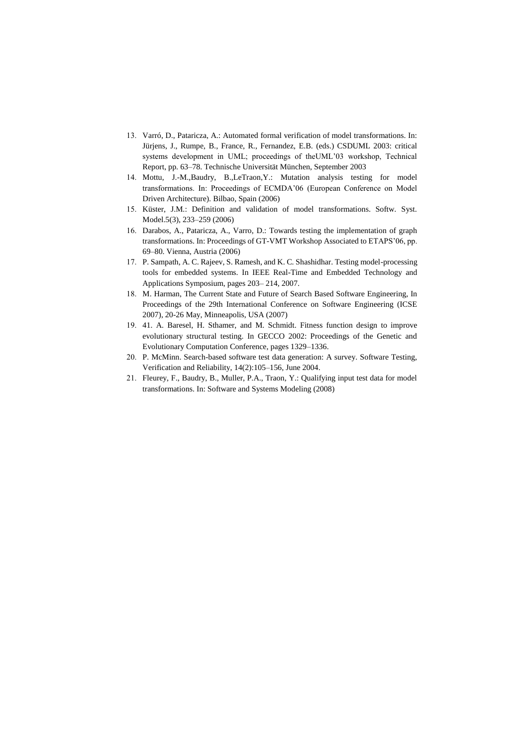13. Varró, D., Pataricza, A.: Automated formal verification of model transformations. In: Jürjens, J., Rumpe, B., France, R., Fernandez, E.B. (eds.) CSDUML 2003: critical systems development in UML; proceedings of theUML'03 workshop, Technical Report, pp. 63–78. Technische Universität München, September 2003
14. Mottu, J.-M.,Baudry, B.,LeTraon,Y.: Mutation analysis testing for model transformations. In: Proceedings of ECMDA'06 (European Conference on Model Driven Architecture). Bilbao, Spain (2006)
15. Küster, J.M.: Definition and validation of model transformations. Softw. Syst. Model.5(3), 233–259 (2006)
16. Darabos, A., Pataricza, A., Varro, D.: Towards testing the implementation of graph transformations. In: Proceedings of GT-VMT Workshop Associated to ETAPS'06, pp. 69–80. Vienna, Austria (2006)
17. P. Sampath, A. C. Rajeev, S. Ramesh, and K. C. Shashidhar. Testing model-processing tools for embedded systems. In IEEE Real-Time and Embedded Technology and Applications Symposium, pages 203– 214, 2007.
18. M. Harman, The Current State and Future of Search Based Software Engineering, In Proceedings of the 29th International Conference on Software Engineering (ICSE 2007), 20-26 May, Minneapolis, USA (2007)
19. 41. A. Baresel, H. Sthamer, and M. Schmidt. Fitness function design to improve evolutionary structural testing. In GECCO 2002: Proceedings of the Genetic and Evolutionary Computation Conference, pages 1329–1336.
20. P. McMinn. Search-based software test data generation: A survey. Software Testing, Verification and Reliability, 14(2):105–156, June 2004.
21. Fleurey, F., Baudry, B., Muller, P.A., Traon, Y.: Qualifying input test data for model transformations. In: Software and Systems Modeling (2008)